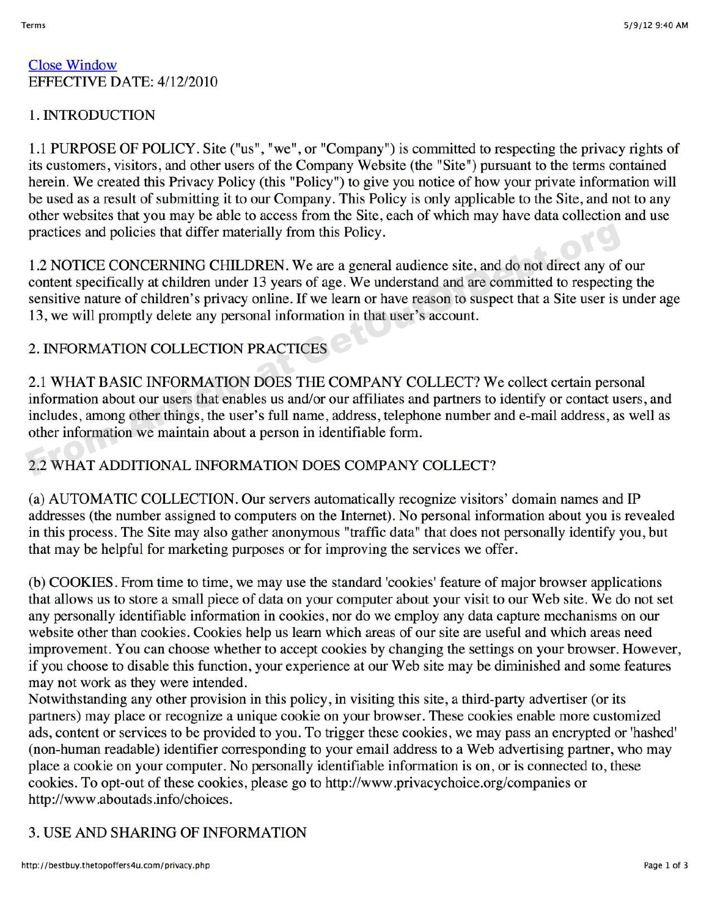Close Window

EFFECTIVE DATE: 4/12/2010

## 1. INTRODUCTION

1.1 PURPOSE OF POLICY. Site ("us", "we", or "Company") is committed to respecting the privacy rights of its customers, visitors, and other users of the Company Website (the "Site") pursuant to the terms contained herein. We created this Privacy Policy (this "Policy") to give you notice of how your private information will be used as a result of submitting it to our Company. This Policy is only applicable to the Site, and not to any other websites that you may be able to access from the Site, each of which may have data collection and use practices and policies that differ materially from this Policy.

1.2 NOTICE CONCERNING CHILDREN. We are a general audience site, and do not direct any of our content specifically at children under 13 years of age. We understand and are committed to respecting the sensitive nature of children's privacy online. If we learn or have reason to suspect that a Site user is under age 13, we will promptly delete any personal information in that user's account.

## 2. INFORMATION COLLECTION PRACTICES

2.1 WHAT BASIC INFORMATION DOES THE COMPANY COLLECT? We collect certain personal information about our users that enables us and/or our affiliates and partners to identify or contact users, and includes, among other things, the user's full name, address, telephone number and e-mail address, as well as other information we maintain about a person in identifiable form.

2.2 WHAT ADDITIONAL INFORMATION DOES COMPANY COLLECT?

(a) AUTOMATIC COLLECTION. Our servers automatically recognize visitors' domain names and IP addresses (the number assigned to computers on the Internet). No personal information about you is revealed in this process. The Site may also gather anonymous "traffic data" that does not personally identify you, but that may be helpful for marketing purposes or for improving the services we offer.

(b) COOKIES. From time to time, we may use the standard 'cookies' feature of major browser applications that allows us to store a small piece of data on your computer about your visit to our Web site. We do not set any personally identifiable information in cookies, nor do we employ any data capture mechanisms on our website other than cookies. Cookies help us learn which areas of our site are useful and which areas need improvement. You can choose whether to accept cookies by changing the settings on your browser. However, if you choose to disable this function, your experience at our Web site may be diminished and some features may not work as they were intended.

Notwithstanding any other provision in this policy, in visiting this site, a third-party advertiser (or its partners) may place or recognize a unique cookie on your browser. These cookies enable more customized ads, content or services to be provided to you. To trigger these cookies, we may pass an encrypted or 'hashed' (non-human readable) identifier corresponding to your email address to a Web advertising partner, who may place a cookie on your computer. No personally identifiable information is on, or is connected to, these cookies. To opt-out of these cookies, please go to http://www.privacychoice.org/companies or http://www.aboutads.info/choices.

## 3. USE AND SHARING OF INFORMATION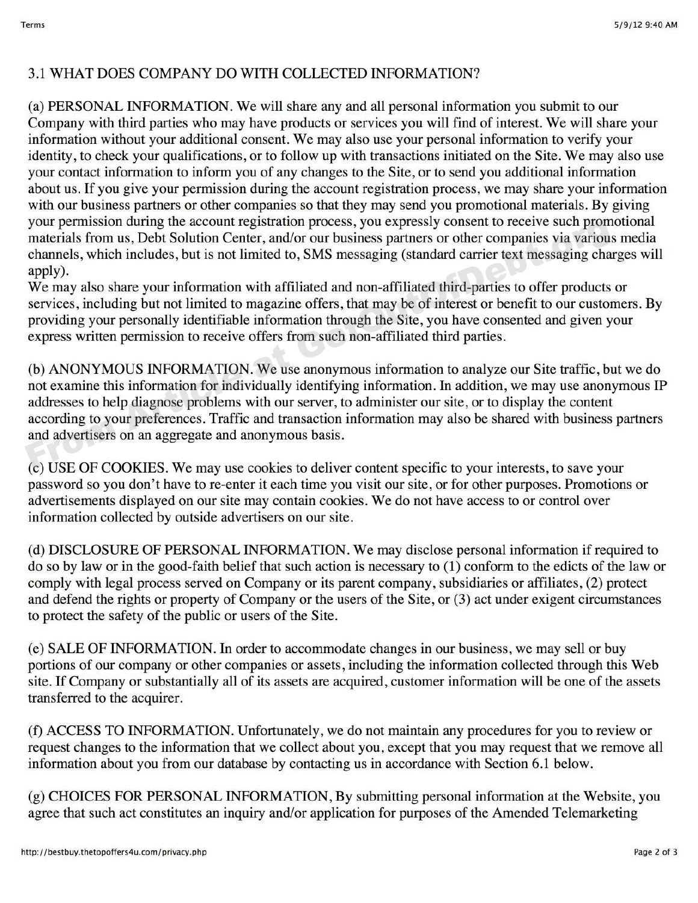## 3.1 WHAT DOES COMPANY DO WITH COLLECTED INFORMATION?

(a) PERSONAL INFORMATION. We will share any and all personal information you submit to our Company with third parties who may have products or services you will find of interest. We will share your information without your additional consent. We may also use your personal information to verify your identity, to check your qualifications, or to follow up with transactions initiated on the Site. We may also use your contact information to inform you of any changes to the Site, or to send you additional information about us. If you give your permission during the account registration process, we may share your information with our business partners or other companies so that they may send you promotional materials. By giving your permission during the account registration process, you expressly consent to receive such promotional materials from us, Debt Solution Center, and/or our business partners or other companies via various media channels, which includes, but is not limited to, SMS messaging (standard carrier text messaging charges will apply).
We may also share your information with affiliated and non-affiliated third-parties to offer products or services, including but not limited to magazine offers, that may be of interest or benefit to our customers. By providing your personally identifiable information through the Site, you have consented and given your express written permission to receive offers from such non-affiliated third parties.

(b) ANONYMOUS INFORMATION. We use anonymous information to analyze our Site traffic, but we do not examine this information for individually identifying information. In addition, we may use anonymous IP addresses to help diagnose problems with our server, to administer our site, or to display the content according to your preferences. Traffic and transaction information may also be shared with business partners and advertisers on an aggregate and anonymous basis.

(c) USE OF COOKIES. We may use cookies to deliver content specific to your interests, to save your password so you don't have to re-enter it each time you visit our site, or for other purposes. Promotions or advertisements displayed on our site may contain cookies. We do not have access to or control over information collected by outside advertisers on our site.

(d) DISCLOSURE OF PERSONAL INFORMATION. We may disclose personal information if required to do so by law or in the good-faith belief that such action is necessary to (1) conform to the edicts of the law or comply with legal process served on Company or its parent company, subsidiaries or affiliates, (2) protect and defend the rights or property of Company or the users of the Site, or (3) act under exigent circumstances to protect the safety of the public or users of the Site.

(e) SALE OF INFORMATION. In order to accommodate changes in our business, we may sell or buy portions of our company or other companies or assets, including the information collected through this Web site. If Company or substantially all of its assets are acquired, customer information will be one of the assets transferred to the acquirer.

(f) ACCESS TO INFORMATION. Unfortunately, we do not maintain any procedures for you to review or request changes to the information that we collect about you, except that you may request that we remove all information about you from our database by contacting us in accordance with Section 6.1 below.

(g) CHOICES FOR PERSONAL INFORMATION, By submitting personal information at the Website, you agree that such act constitutes an inquiry and/or application for purposes of the Amended Telemarketing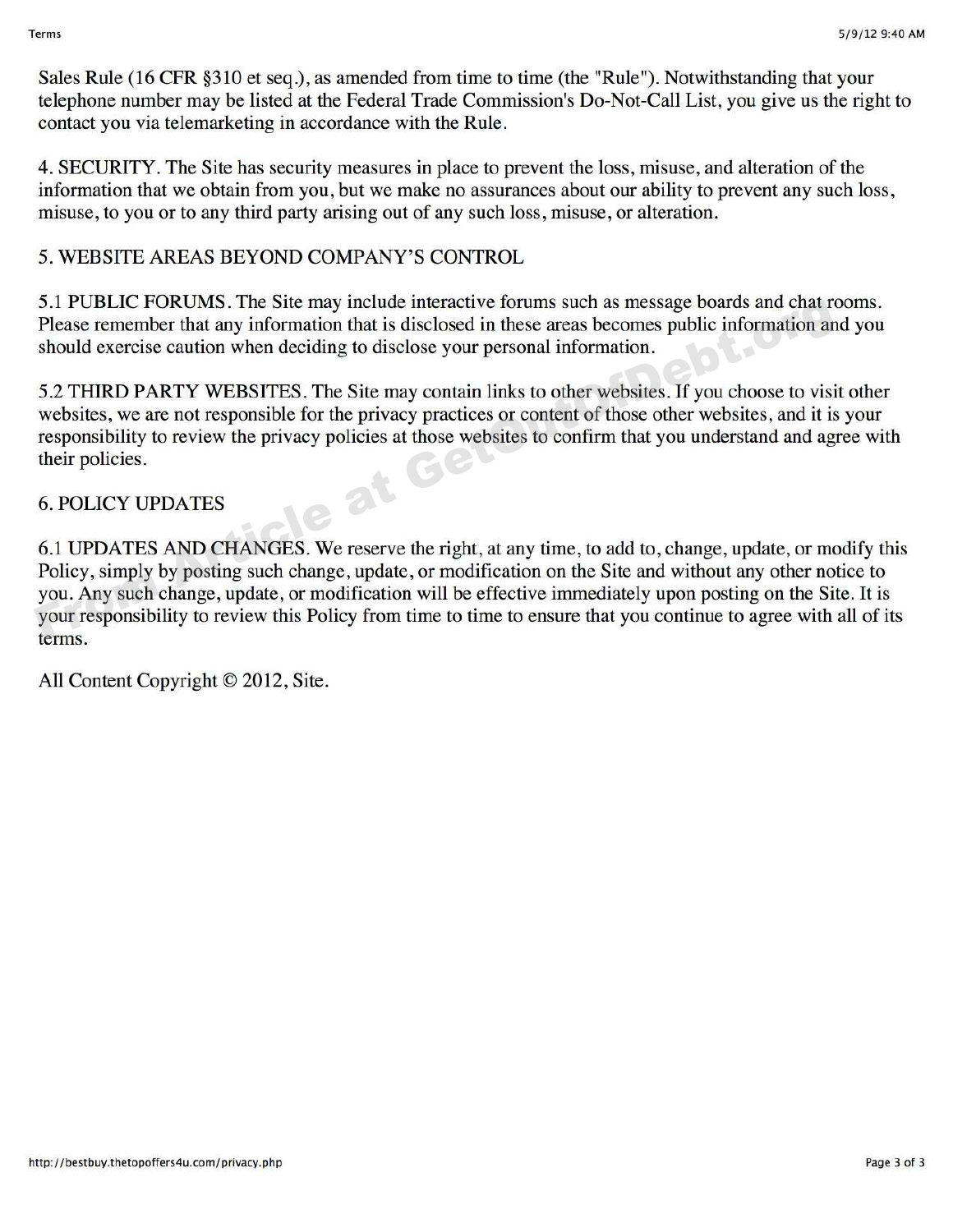Sales Rule (16 CFR §310 et seq.), as amended from time to time (the "Rule"). Notwithstanding that your telephone number may be listed at the Federal Trade Commission's Do-Not-Call List, you give us the right to contact you via telemarketing in accordance with the Rule.

4. SECURITY. The Site has security measures in place to prevent the loss, misuse, and alteration of the information that we obtain from you, but we make no assurances about our ability to prevent any such loss, misuse, to you or to any third party arising out of any such loss, misuse, or alteration.

5. WEBSITE AREAS BEYOND COMPANY'S CONTROL

5.1 PUBLIC FORUMS. The Site may include interactive forums such as message boards and chat rooms. Please remember that any information that is disclosed in these areas becomes public information and you should exercise caution when deciding to disclose your personal information.

5.2 THIRD PARTY WEBSITES. The Site may contain links to other websites. If you choose to visit other websites, we are not responsible for the privacy practices or content of those other websites, and it is your responsibility to review the privacy policies at those websites to confirm that you understand and agree with their policies.

6. POLICY UPDATES

6.1 UPDATES AND CHANGES. We reserve the right, at any time, to add to, change, update, or modify this Policy, simply by posting such change, update, or modification on the Site and without any other notice to you. Any such change, update, or modification will be effective immediately upon posting on the Site. It is your responsibility to review this Policy from time to time to ensure that you continue to agree with all of its terms.

All Content Copyright © 2012, Site.